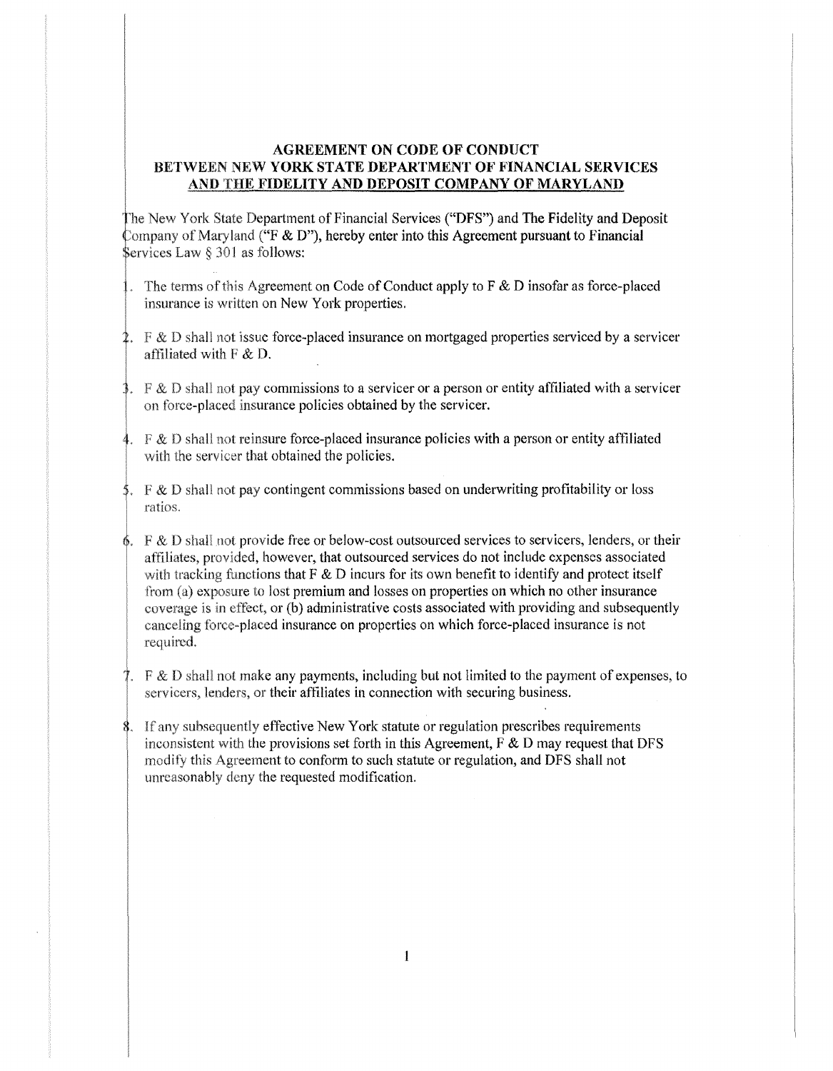# AGREEMENT ON CODE OF CONDUCT BETWEEN NEW YORK STATE DEPARTMENT OF FINANCIAL SERVICES AND THE FIDELITY AND DEPOSIT COMPANY OF MARYLAND

The New York State Department of Financial Services ("DFS") and The Fidelity and Deposit Company of Maryland ("F & D"), hereby enter into this Agreement pursuant to Financial Services Law § 301 as follows:

1. The terms of this Agreement on Code of Conduct apply to F & D insofar as force-placed insurance is written on New York properties.
2. F & D shall not issue force-placed insurance on mortgaged properties serviced by a servicer affiliated with F & D.
3. F & D shall not pay commissions to a servicer or a person or entity affiliated with a servicer on force-placed insurance policies obtained by the servicer.
4. F & D shall not reinsure force-placed insurance policies with a person or entity affiliated with the servicer that obtained the policies.
5. F & D shall not pay contingent commissions based on underwriting profitability or loss ratios.
6. F & D shall not provide free or below-cost outsourced services to servicers, lenders, or their affiliates, provided, however, that outsourced services do not include expenses associated with tracking functions that F & D incurs for its own benefit to identify and protect itself from (a) exposure to lost premium and losses on properties on which no other insurance coverage is in effect, or (b) administrative costs associated with providing and subsequently canceling force-placed insurance on properties on which force-placed insurance is not required.
7. F & D shall not make any payments, including but not limited to the payment of expenses, to servicers, lenders, or their affiliates in connection with securing business.
8. If any subsequently effective New York statute or regulation prescribes requirements inconsistent with the provisions set forth in this Agreement, F & D may request that DFS modify this Agreement to conform to such statute or regulation, and DFS shall not unreasonably deny the requested modification.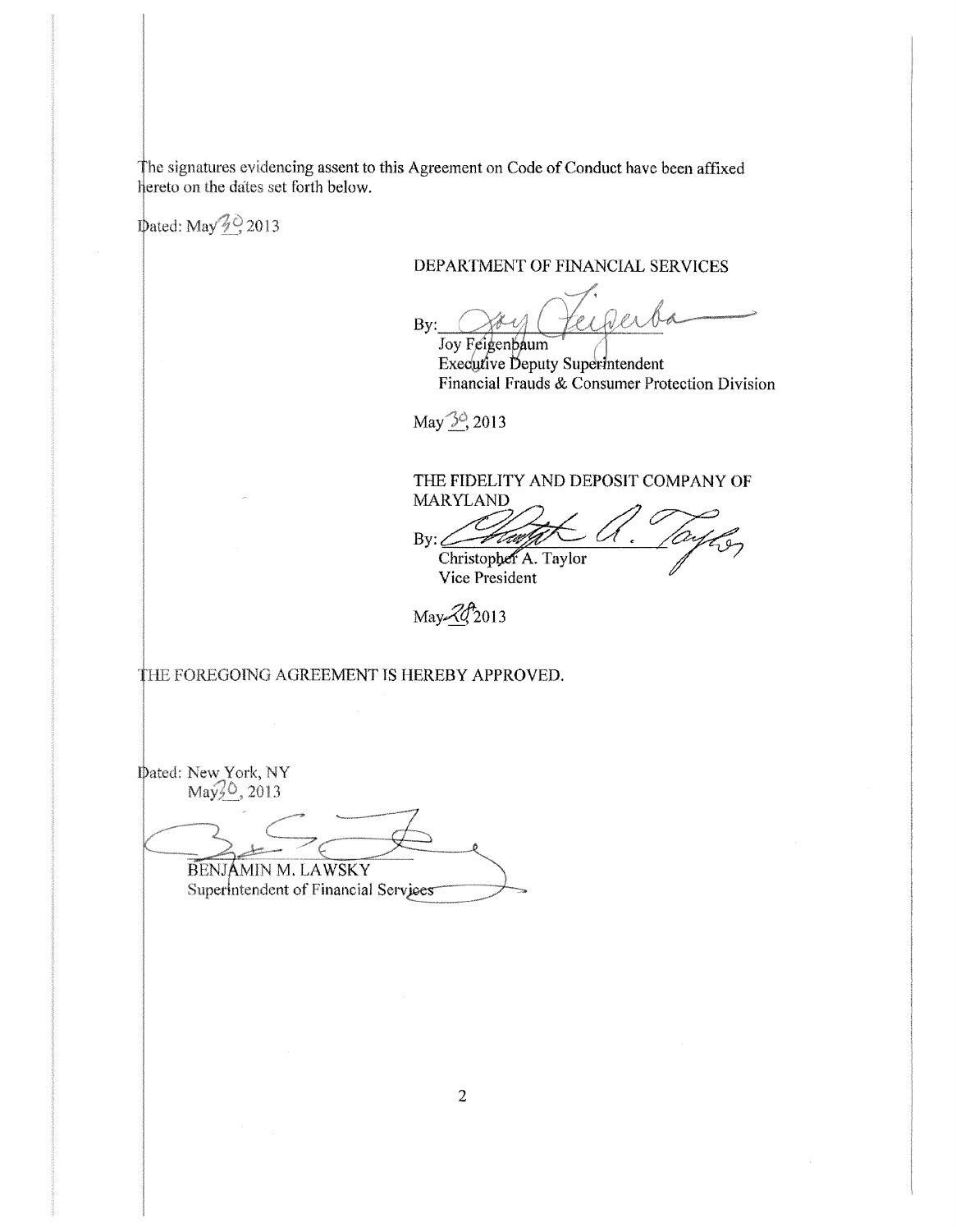The signatures evidencing assent to this Agreement on Code of Conduct have been affixed hereto on the dates set forth below.

Dated: May 30, 2013

DEPARTMENT OF FINANCIAL SERVICES

By: ______________________
Joy Feigenbaum
Executive Deputy Superintendent
Financial Frauds & Consumer Protection Division

May 30, 2013

THE FIDELITY AND DEPOSIT COMPANY OF MARYLAND

By: ______________________
Christopher A. Taylor
Vice President

May 28, 2013

THE FOREGOING AGREEMENT IS HEREBY APPROVED.

Dated: New York, NY
May 30, 2013

______________________
BENJAMIN M. LAWSKY
Superintendent of Financial Services